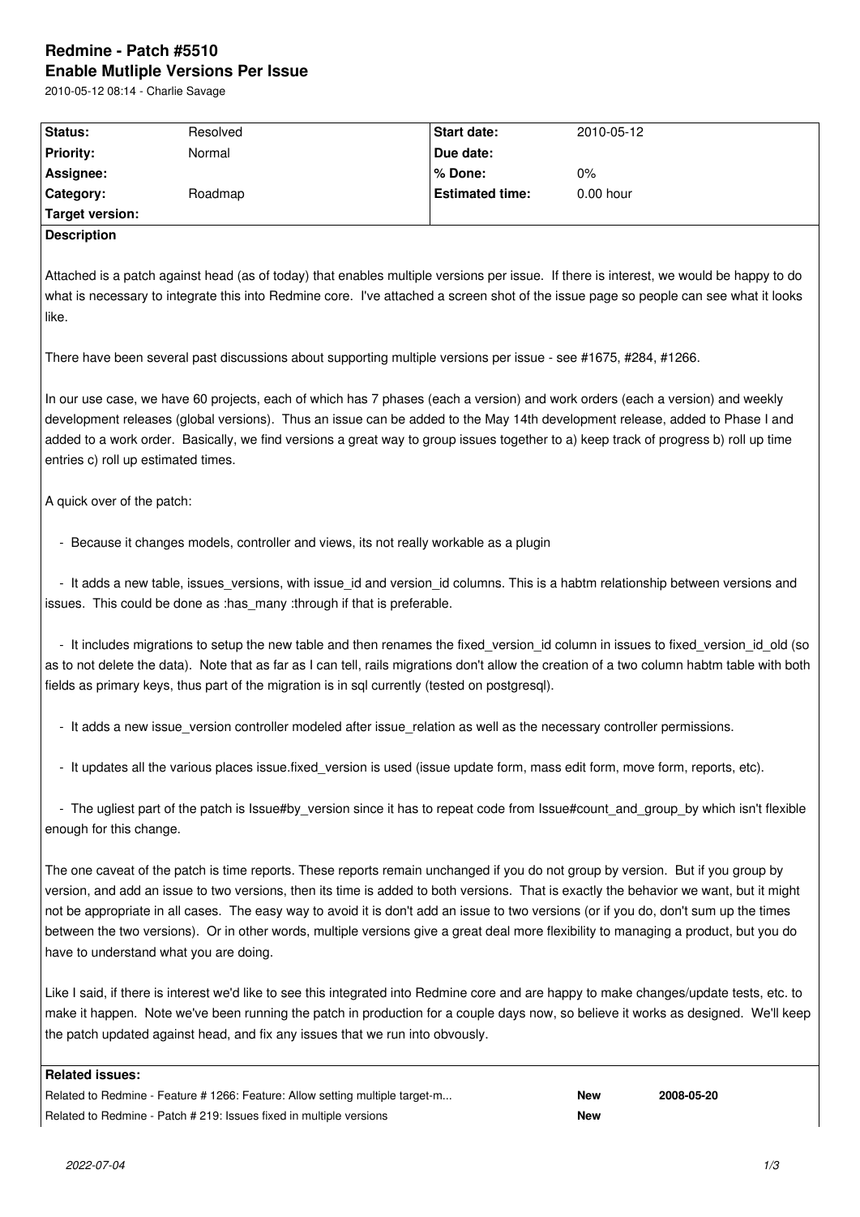# Redmine - Patch #5510

## Enable Mutliple Versions Per Issue

2010-05-12 08:14 - Charlie Savage

| Status: | Resolved | Start date: | 2010-05-12 |
|---|---|---|---|
| Priority: | Normal | Due date: | |
| Assignee: | | % Done: | 0% |
| Category: | Roadmap | Estimated time: | 0.00 hour |
| Target version: | | | |

**Description**

Attached is a patch against head (as of today) that enables multiple versions per issue. If there is interest, we would be happy to do what is necessary to integrate this into Redmine core. I've attached a screen shot of the issue page so people can see what it looks like.

There have been several past discussions about supporting multiple versions per issue - see #1675, #284, #1266.

In our use case, we have 60 projects, each of which has 7 phases (each a version) and work orders (each a version) and weekly development releases (global versions). Thus an issue can be added to the May 14th development release, added to Phase I and added to a work order. Basically, we find versions a great way to group issues together to a) keep track of progress b) roll up time entries c) roll up estimated times.

A quick over of the patch:

- Because it changes models, controller and views, its not really workable as a plugin
- It adds a new table, issues_versions, with issue_id and version_id columns. This is a habtm relationship between versions and issues. This could be done as :has_many :through if that is preferable.
- It includes migrations to setup the new table and then renames the fixed_version_id column in issues to fixed_version_id_old (so as to not delete the data). Note that as far as I can tell, rails migrations don't allow the creation of a two column habtm table with both fields as primary keys, thus part of the migration is in sql currently (tested on postgresql).
- It adds a new issue_version controller modeled after issue_relation as well as the necessary controller permissions.
- It updates all the various places issue.fixed_version is used (issue update form, mass edit form, move form, reports, etc).
- The ugliest part of the patch is Issue#by_version since it has to repeat code from Issue#count_and_group_by which isn't flexible enough for this change.

The one caveat of the patch is time reports. These reports remain unchanged if you do not group by version. But if you group by version, and add an issue to two versions, then its time is added to both versions. That is exactly the behavior we want, but it might not be appropriate in all cases. The easy way to avoid it is don't add an issue to two versions (or if you do, don't sum up the times between the two versions). Or in other words, multiple versions give a great deal more flexibility to managing a product, but you do have to understand what you are doing.

Like I said, if there is interest we'd like to see this integrated into Redmine core and are happy to make changes/update tests, etc. to make it happen. Note we've been running the patch in production for a couple days now, so believe it works as designed. We'll keep the patch updated against head, and fix any issues that we run into obvously.

**Related issues:**

| | | |
|---|---|---|
| Related to Redmine - Feature # 1266: Feature: Allow setting multiple target-m... | **New** | **2008-05-20** |
| Related to Redmine - Patch # 219: Issues fixed in multiple versions | **New** | |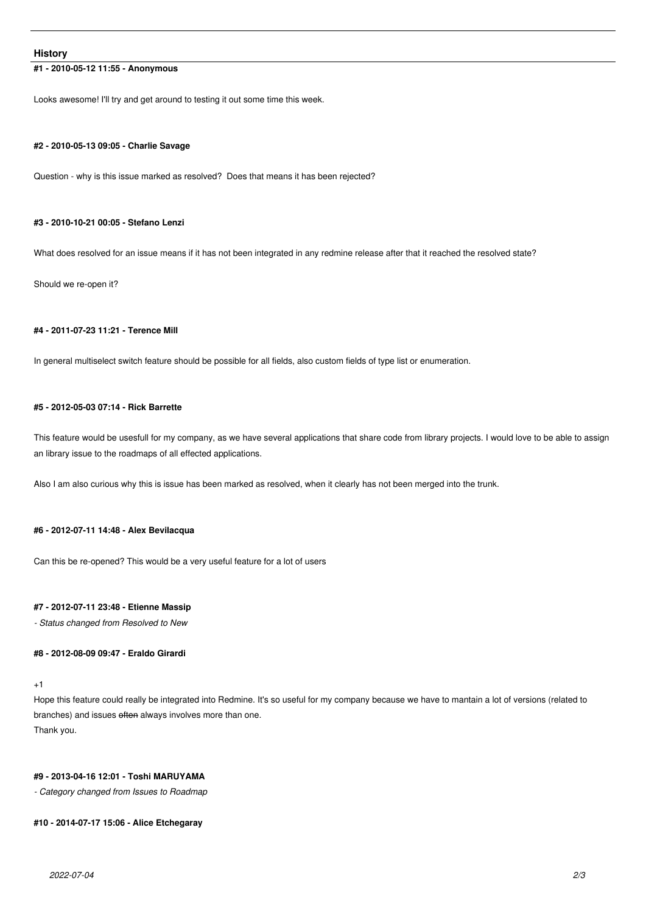## History

#### #1 - 2010-05-12 11:55 - Anonymous

Looks awesome! I'll try and get around to testing it out some time this week.

#### #2 - 2010-05-13 09:05 - Charlie Savage

Question - why is this issue marked as resolved? Does that means it has been rejected?

#### #3 - 2010-10-21 00:05 - Stefano Lenzi

What does resolved for an issue means if it has not been integrated in any redmine release after that it reached the resolved state?

Should we re-open it?

#### #4 - 2011-07-23 11:21 - Terence Mill

In general multiselect switch feature should be possible for all fields, also custom fields of type list or enumeration.

#### #5 - 2012-05-03 07:14 - Rick Barrette

This feature would be usefull for my company, as we have several applications that share code from library projects. I would love to be able to assign an library issue to the roadmaps of all effected applications.

Also I am also curious why this is issue has been marked as resolved, when it clearly has not been merged into the trunk.

#### #6 - 2012-07-11 14:48 - Alex Bevilacqua

Can this be re-opened? This would be a very useful feature for a lot of users

#### #7 - 2012-07-11 23:48 - Etienne Massip

*- Status changed from Resolved to New*

#### #8 - 2012-08-09 09:47 - Eraldo Girardi

+1
Hope this feature could really be integrated into Redmine. It's so useful for my company because we have to mantain a lot of versions (related to branches) and issues ~~often~~ always involves more than one.
Thank you.

#### #9 - 2013-04-16 12:01 - Toshi MARUYAMA

*- Category changed from Issues to Roadmap*

#### #10 - 2014-07-17 15:06 - Alice Etchegaray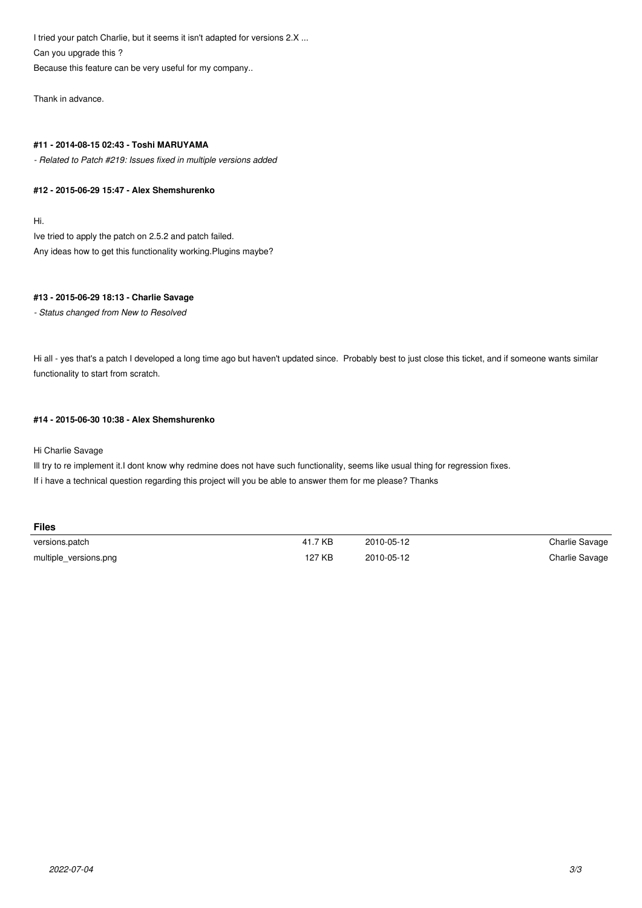I tried your patch Charlie, but it seems it isn't adapted for versions 2.X ...
Can you upgrade this ?
Because this feature can be very useful for my company..

Thank in advance.

#### #11 - 2014-08-15 02:43 - Toshi MARUYAMA

*- Related to Patch #219: Issues fixed in multiple versions added*

#### #12 - 2015-06-29 15:47 - Alex Shemshurenko

Hi.
Ive tried to apply the patch on 2.5.2 and patch failed.
Any ideas how to get this functionality working.Plugins maybe?

#### #13 - 2015-06-29 18:13 - Charlie Savage

*- Status changed from New to Resolved*

Hi all - yes that's a patch I developed a long time ago but haven't updated since. Probably best to just close this ticket, and if someone wants similar functionality to start from scratch.

#### #14 - 2015-06-30 10:38 - Alex Shemshurenko

Hi Charlie Savage
Ill try to re implement it.I dont know why redmine does not have such functionality, seems like usual thing for regression fixes.
If i have a technical question regarding this project will you be able to answer them for me please? Thanks

### Files

| | | | |
|---|---|---|---|
| versions.patch | 41.7 KB | 2010-05-12 | Charlie Savage |
| multiple_versions.png | 127 KB | 2010-05-12 | Charlie Savage |